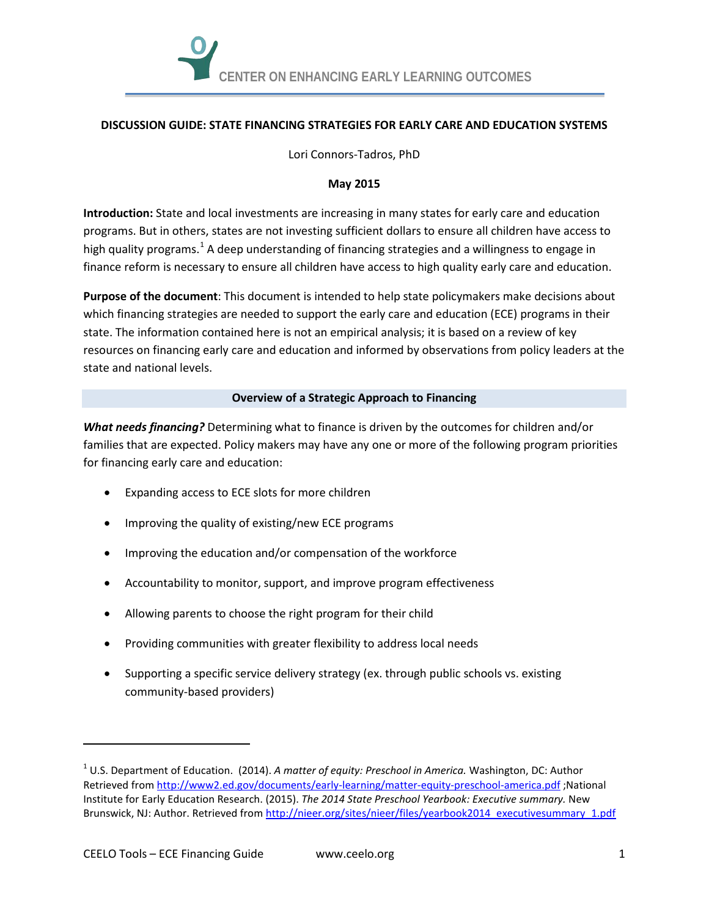CENTER ON ENHANCING EARLY LEARNING OUTCOMES

# DISCUSSION GUIDE: STATE FINANCING STRATEGIES FOR EARLY CARE AND EDUCATION SYSTEMS

Lori Connors-Tadros, PhD

**May 2015**

**Introduction:** State and local investments are increasing in many states for early care and education programs. But in others, states are not investing sufficient dollars to ensure all children have access to high quality programs.[1] A deep understanding of financing strategies and a willingness to engage in finance reform is necessary to ensure all children have access to high quality early care and education.

**Purpose of the document**: This document is intended to help state policymakers make decisions about which financing strategies are needed to support the early care and education (ECE) programs in their state. The information contained here is not an empirical analysis; it is based on a review of key resources on financing early care and education and informed by observations from policy leaders at the state and national levels.

## Overview of a Strategic Approach to Financing

***What needs financing?*** Determining what to finance is driven by the outcomes for children and/or families that are expected. Policy makers may have any one or more of the following program priorities for financing early care and education:

- Expanding access to ECE slots for more children
- Improving the quality of existing/new ECE programs
- Improving the education and/or compensation of the workforce
- Accountability to monitor, support, and improve program effectiveness
- Allowing parents to choose the right program for their child
- Providing communities with greater flexibility to address local needs
- Supporting a specific service delivery strategy (ex. through public schools vs. existing community-based providers)

---

[1] U.S. Department of Education. (2014). *A matter of equity: Preschool in America.* Washington, DC: Author Retrieved from http://www2.ed.gov/documents/early-learning/matter-equity-preschool-america.pdf ;National Institute for Early Education Research. (2015). *The 2014 State Preschool Yearbook: Executive summary.* New Brunswick, NJ: Author. Retrieved from http://nieer.org/sites/nieer/files/yearbook2014_executivesummary_1.pdf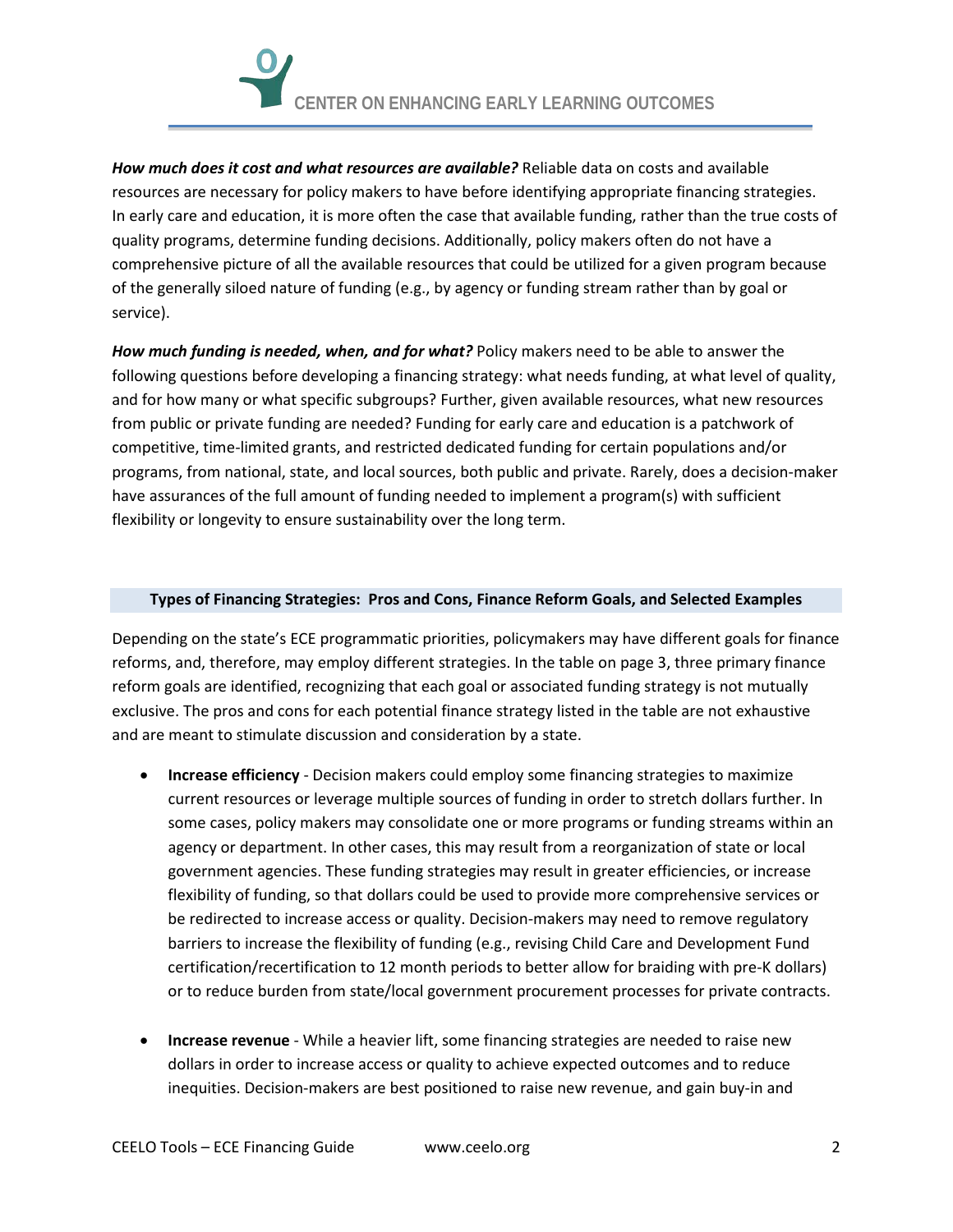***How much does it cost and what resources are available?*** Reliable data on costs and available resources are necessary for policy makers to have before identifying appropriate financing strategies. In early care and education, it is more often the case that available funding, rather than the true costs of quality programs, determine funding decisions. Additionally, policy makers often do not have a comprehensive picture of all the available resources that could be utilized for a given program because of the generally siloed nature of funding (e.g., by agency or funding stream rather than by goal or service).

***How much funding is needed, when, and for what?*** Policy makers need to be able to answer the following questions before developing a financing strategy: what needs funding, at what level of quality, and for how many or what specific subgroups? Further, given available resources, what new resources from public or private funding are needed? Funding for early care and education is a patchwork of competitive, time-limited grants, and restricted dedicated funding for certain populations and/or programs, from national, state, and local sources, both public and private. Rarely, does a decision-maker have assurances of the full amount of funding needed to implement a program(s) with sufficient flexibility or longevity to ensure sustainability over the long term.

## Types of Financing Strategies: Pros and Cons, Finance Reform Goals, and Selected Examples

Depending on the state's ECE programmatic priorities, policymakers may have different goals for finance reforms, and, therefore, may employ different strategies. In the table on page 3, three primary finance reform goals are identified, recognizing that each goal or associated funding strategy is not mutually exclusive. The pros and cons for each potential finance strategy listed in the table are not exhaustive and are meant to stimulate discussion and consideration by a state.

- **Increase efficiency** - Decision makers could employ some financing strategies to maximize current resources or leverage multiple sources of funding in order to stretch dollars further. In some cases, policy makers may consolidate one or more programs or funding streams within an agency or department. In other cases, this may result from a reorganization of state or local government agencies. These funding strategies may result in greater efficiencies, or increase flexibility of funding, so that dollars could be used to provide more comprehensive services or be redirected to increase access or quality. Decision-makers may need to remove regulatory barriers to increase the flexibility of funding (e.g., revising Child Care and Development Fund certification/recertification to 12 month periods to better allow for braiding with pre-K dollars) or to reduce burden from state/local government procurement processes for private contracts.

- **Increase revenue** - While a heavier lift, some financing strategies are needed to raise new dollars in order to increase access or quality to achieve expected outcomes and to reduce inequities. Decision-makers are best positioned to raise new revenue, and gain buy-in and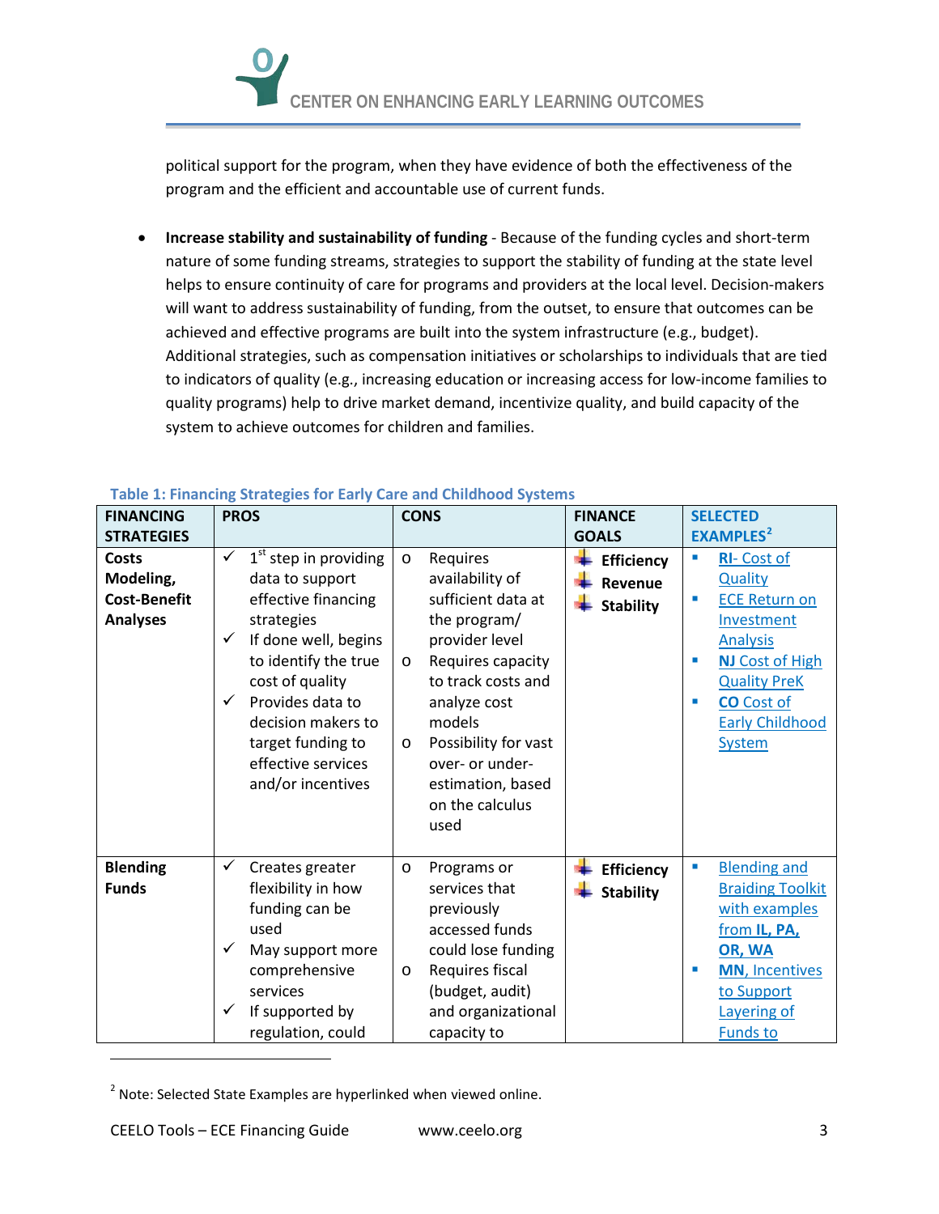political support for the program, when they have evidence of both the effectiveness of the program and the efficient and accountable use of current funds.

- **Increase stability and sustainability of funding** - Because of the funding cycles and short-term nature of some funding streams, strategies to support the stability of funding at the state level helps to ensure continuity of care for programs and providers at the local level. Decision-makers will want to address sustainability of funding, from the outset, to ensure that outcomes can be achieved and effective programs are built into the system infrastructure (e.g., budget). Additional strategies, such as compensation initiatives or scholarships to individuals that are tied to indicators of quality (e.g., increasing education or increasing access for low-income families to quality programs) help to drive market demand, incentivize quality, and build capacity of the system to achieve outcomes for children and families.

**Table 1: Financing Strategies for Early Care and Childhood Systems**

| FINANCING STRATEGIES | PROS | CONS | FINANCE GOALS | SELECTED EXAMPLES[2] |
|---|---|---|---|---|
| **Costs Modeling, Cost-Benefit Analyses** | ✓ 1st step in providing data to support effective financing strategies<br>✓ If done well, begins to identify the true cost of quality<br>✓ Provides data to decision makers to target funding to effective services and/or incentives | o Requires availability of sufficient data at the program/ provider level<br>o Requires capacity to track costs and analyze cost models<br>o Possibility for vast over- or under-estimation, based on the calculus used | **Efficiency**<br>**Revenue**<br>**Stability** | ▪ **RI**- Cost of Quality<br>▪ ECE Return on Investment Analysis<br>▪ **NJ** Cost of High Quality PreK<br>▪ **CO** Cost of Early Childhood System |
| **Blending Funds** | ✓ Creates greater flexibility in how funding can be used<br>✓ May support more comprehensive services<br>✓ If supported by regulation, could | o Programs or services that previously accessed funds could lose funding<br>o Requires fiscal (budget, audit) and organizational capacity to | **Efficiency**<br>**Stability** | ▪ Blending and Braiding Toolkit with examples from **IL, PA, OR, WA**<br>▪ **MN**, Incentives to Support Layering of Funds to |

[2] Note: Selected State Examples are hyperlinked when viewed online.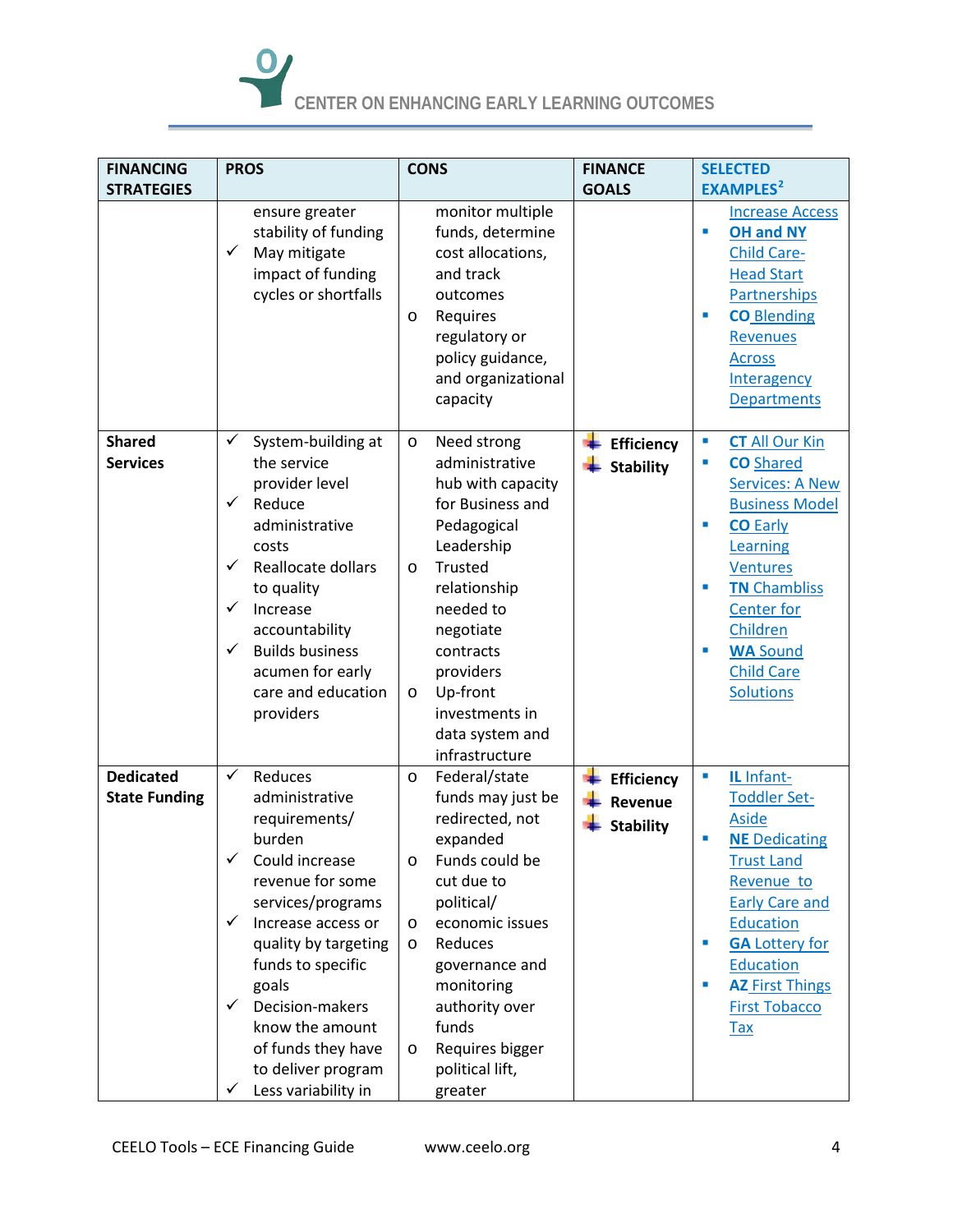| FINANCING STRATEGIES | PROS | CONS | FINANCE GOALS | SELECTED EXAMPLES[2] |
|---|---|---|---|---|
| | ensure greater stability of funding<br>✓ May mitigate impact of funding cycles or shortfalls | monitor multiple funds, determine cost allocations, and track outcomes<br>o Requires regulatory or policy guidance, and organizational capacity | | Increase Access<br>▪ **OH and NY** Child Care-Head Start Partnerships<br>▪ **CO** Blending Revenues Across Interagency Departments |
| **Shared Services** | ✓ System-building at the service provider level<br>✓ Reduce administrative costs<br>✓ Reallocate dollars to quality<br>✓ Increase accountability<br>✓ Builds business acumen for early care and education providers | o Need strong administrative hub with capacity for Business and Pedagogical Leadership<br>o Trusted relationship needed to negotiate contracts providers<br>o Up-front investments in data system and infrastructure | **Efficiency**<br>**Stability** | ▪ **CT** All Our Kin<br>▪ **CO** Shared Services: A New Business Model<br>▪ **CO** Early Learning Ventures<br>▪ **TN** Chambliss Center for Children<br>▪ **WA** Sound Child Care Solutions |
| **Dedicated State Funding** | ✓ Reduces administrative requirements/ burden<br>✓ Could increase revenue for some services/programs<br>✓ Increase access or quality by targeting funds to specific goals<br>✓ Decision-makers know the amount of funds they have to deliver program<br>✓ Less variability in | o Federal/state funds may just be redirected, not expanded<br>o Funds could be cut due to political/<br>o economic issues<br>o Reduces governance and monitoring authority over funds<br>o Requires bigger political lift, greater | **Efficiency**<br>**Revenue**<br>**Stability** | ▪ **IL** Infant-Toddler Set-Aside<br>▪ **NE** Dedicating Trust Land Revenue to Early Care and Education<br>▪ **GA** Lottery for Education<br>▪ **AZ** First Things First Tobacco Tax |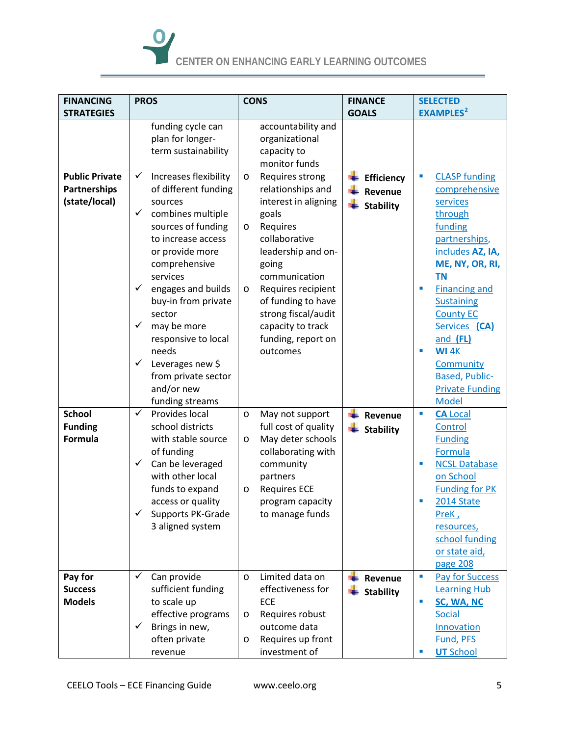| FINANCING STRATEGIES | PROS | CONS | FINANCE GOALS | SELECTED EXAMPLES[2] |
|---|---|---|---|---|
| | funding cycle can plan for longer-term sustainability | accountability and organizational capacity to monitor funds | | |
| **Public Private Partnerships (state/local)** | ✓ Increases flexibility of different funding sources<br>✓ combines multiple sources of funding to increase access or provide more comprehensive services<br>✓ engages and builds buy-in from private sector<br>✓ may be more responsive to local needs<br>✓ Leverages new $ from private sector and/or new funding streams | o Requires strong relationships and interest in aligning goals<br>o Requires collaborative leadership and on-going communication<br>o Requires recipient of funding to have strong fiscal/audit capacity to track funding, report on outcomes | **Efficiency**<br>**Revenue**<br>**Stability** | ▪ CLASP funding comprehensive services through funding partnerships, includes **AZ, IA, ME, NY, OR, RI, TN**<br>▪ Financing and Sustaining County EC Services **(CA)** and **(FL)**<br>▪ **WI** 4K Community Based, Public-Private Funding Model |
| **School Funding Formula** | ✓ Provides local school districts with stable source of funding<br>✓ Can be leveraged with other local funds to expand access or quality<br>✓ Supports PK-Grade 3 aligned system | o May not support full cost of quality<br>o May deter schools collaborating with community partners<br>o Requires ECE program capacity to manage funds | **Revenue**<br>**Stability** | ▪ **CA** Local Control Funding Formula<br>▪ NCSL Database on School Funding for PK<br>▪ 2014 State PreK , resources, school funding or state aid, page 208 |
| **Pay for Success Models** | ✓ Can provide sufficient funding to scale up effective programs<br>✓ Brings in new, often private revenue | o Limited data on effectiveness for ECE<br>o Requires robust outcome data<br>o Requires up front investment of | **Revenue**<br>**Stability** | ▪ Pay for Success Learning Hub<br>▪ **SC, WA, NC** Social Innovation Fund, PFS<br>▪ **UT** School |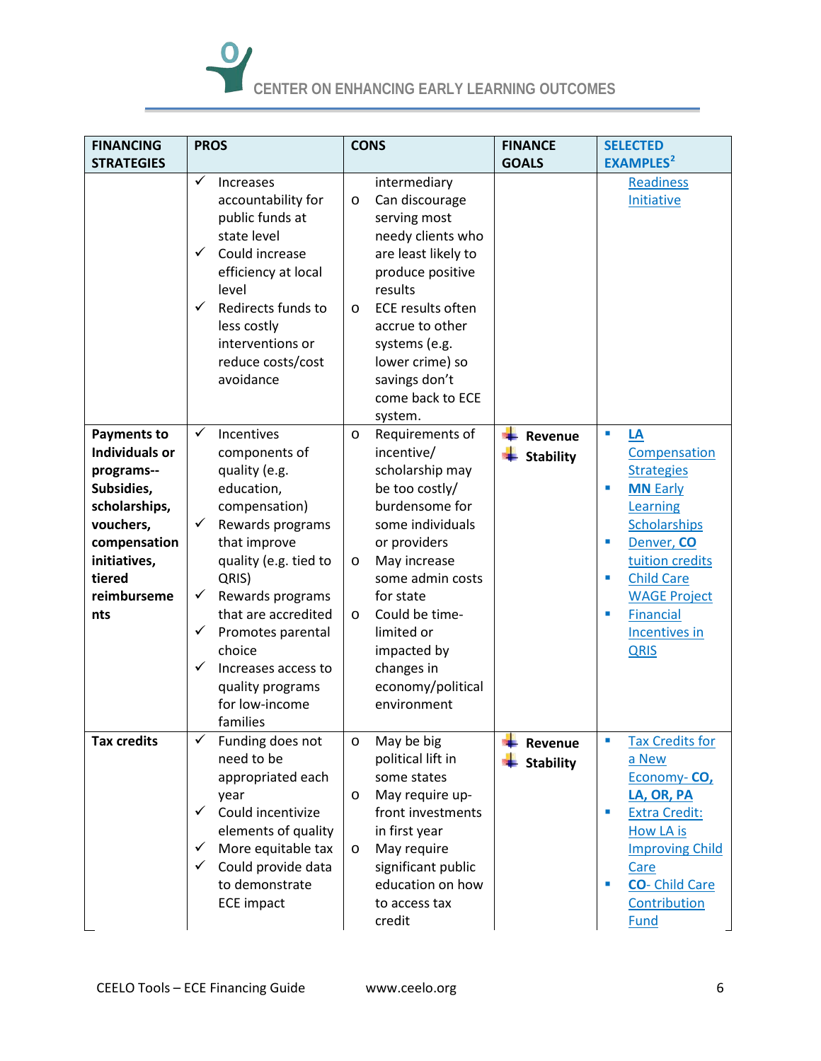| FINANCING STRATEGIES | PROS | CONS | FINANCE GOALS | SELECTED EXAMPLES[2] |
|---|---|---|---|---|
| | ✓ Increases accountability for public funds at state level<br>✓ Could increase efficiency at local level<br>✓ Redirects funds to less costly interventions or reduce costs/cost avoidance | intermediary<br>o Can discourage serving most needy clients who are least likely to produce positive results<br>o ECE results often accrue to other systems (e.g. lower crime) so savings don't come back to ECE system. | | Readiness Initiative |
| **Payments to Individuals or programs--Subsidies, scholarships, vouchers, compensation initiatives, tiered reimbursements** | ✓ Incentives components of quality (e.g. education, compensation)<br>✓ Rewards programs that improve quality (e.g. tied to QRIS)<br>✓ Rewards programs that are accredited<br>✓ Promotes parental choice<br>✓ Increases access to quality programs for low-income families | o Requirements of incentive/ scholarship may be too costly/ burdensome for some individuals or providers<br>o May increase some admin costs for state<br>o Could be time-limited or impacted by changes in economy/political environment | **Revenue**<br>**Stability** | ▪ **LA** Compensation Strategies<br>▪ **MN** Early Learning Scholarships<br>▪ Denver, **CO** tuition credits<br>▪ Child Care WAGE Project<br>▪ Financial Incentives in QRIS |
| **Tax credits** | ✓ Funding does not need to be appropriated each year<br>✓ Could incentivize elements of quality<br>✓ More equitable tax<br>✓ Could provide data to demonstrate ECE impact | o May be big political lift in some states<br>o May require up-front investments in first year<br>o May require significant public education on how to access tax credit | **Revenue**<br>**Stability** | ▪ Tax Credits for a New Economy- **CO, LA, OR, PA**<br>▪ Extra Credit: How LA is Improving Child Care<br>▪ **CO**- Child Care Contribution Fund |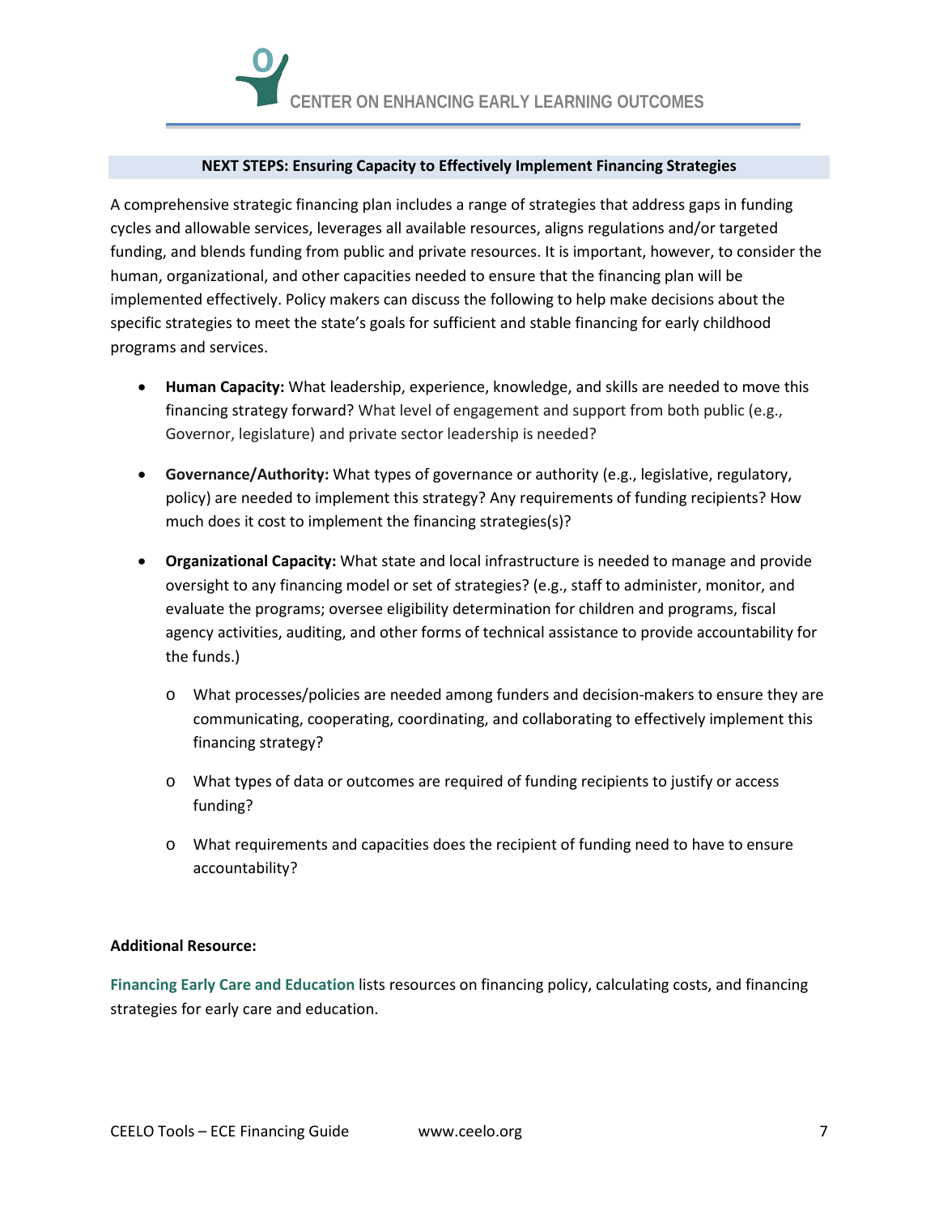## NEXT STEPS: Ensuring Capacity to Effectively Implement Financing Strategies

A comprehensive strategic financing plan includes a range of strategies that address gaps in funding cycles and allowable services, leverages all available resources, aligns regulations and/or targeted funding, and blends funding from public and private resources. It is important, however, to consider the human, organizational, and other capacities needed to ensure that the financing plan will be implemented effectively. Policy makers can discuss the following to help make decisions about the specific strategies to meet the state's goals for sufficient and stable financing for early childhood programs and services.

- **Human Capacity:** What leadership, experience, knowledge, and skills are needed to move this financing strategy forward? What level of engagement and support from both public (e.g., Governor, legislature) and private sector leadership is needed?
- **Governance/Authority:** What types of governance or authority (e.g., legislative, regulatory, policy) are needed to implement this strategy? Any requirements of funding recipients? How much does it cost to implement the financing strategies(s)?
- **Organizational Capacity:** What state and local infrastructure is needed to manage and provide oversight to any financing model or set of strategies? (e.g., staff to administer, monitor, and evaluate the programs; oversee eligibility determination for children and programs, fiscal agency activities, auditing, and other forms of technical assistance to provide accountability for the funds.)
  - What processes/policies are needed among funders and decision-makers to ensure they are communicating, cooperating, coordinating, and collaborating to effectively implement this financing strategy?
  - What types of data or outcomes are required of funding recipients to justify or access funding?
  - What requirements and capacities does the recipient of funding need to have to ensure accountability?

**Additional Resource:**

**Financing Early Care and Education** lists resources on financing policy, calculating costs, and financing strategies for early care and education.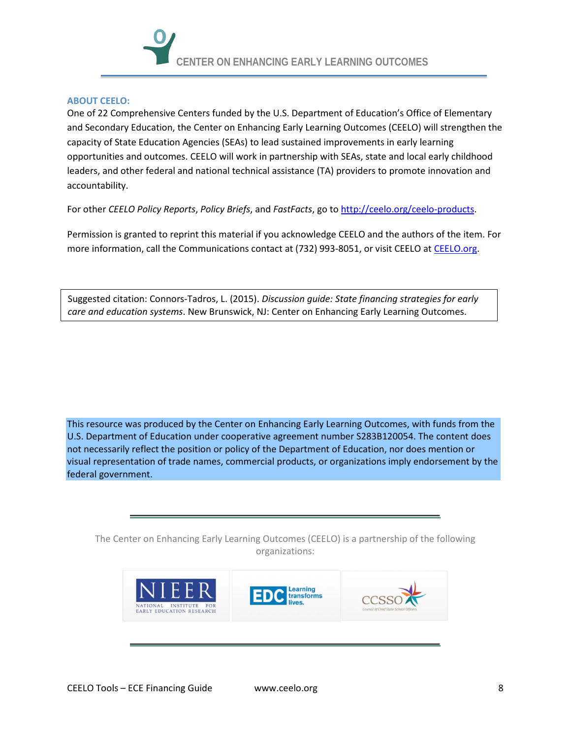CENTER ON ENHANCING EARLY LEARNING OUTCOMES

### ABOUT CEELO:

One of 22 Comprehensive Centers funded by the U.S. Department of Education's Office of Elementary and Secondary Education, the Center on Enhancing Early Learning Outcomes (CEELO) will strengthen the capacity of State Education Agencies (SEAs) to lead sustained improvements in early learning opportunities and outcomes. CEELO will work in partnership with SEAs, state and local early childhood leaders, and other federal and national technical assistance (TA) providers to promote innovation and accountability.

For other *CEELO Policy Reports*, *Policy Briefs*, and *FastFacts*, go to http://ceelo.org/ceelo-products.

Permission is granted to reprint this material if you acknowledge CEELO and the authors of the item. For more information, call the Communications contact at (732) 993-8051, or visit CEELO at CEELO.org.

Suggested citation: Connors-Tadros, L. (2015). *Discussion guide: State financing strategies for early care and education systems*. New Brunswick, NJ: Center on Enhancing Early Learning Outcomes.

This resource was produced by the Center on Enhancing Early Learning Outcomes, with funds from the U.S. Department of Education under cooperative agreement number S283B120054. The content does not necessarily reflect the position or policy of the Department of Education, nor does mention or visual representation of trade names, commercial products, or organizations imply endorsement by the federal government.

The Center on Enhancing Early Learning Outcomes (CEELO) is a partnership of the following organizations:

NIEER – National Institute for Early Education Research

EDC – Learning transforms lives.

CCSSO – Council of Chief State School Officers